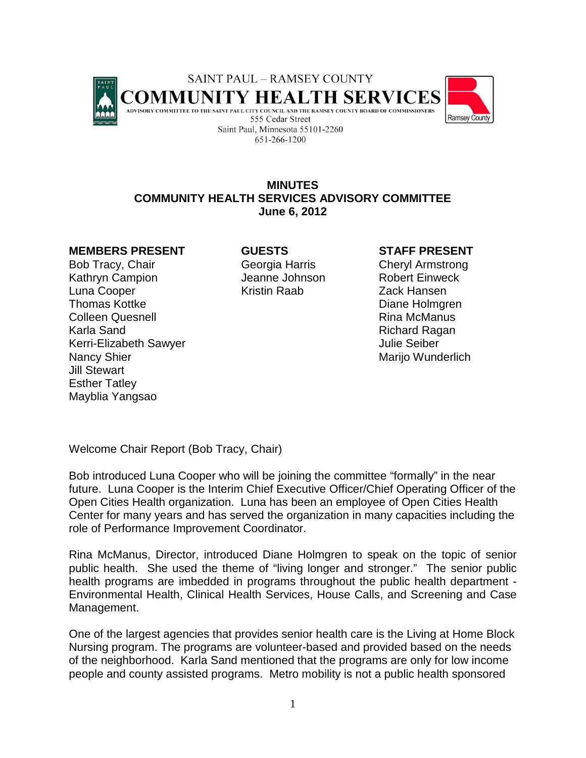SAINT PAUL – RAMSEY COUNTY

# COMMUNITY HEALTH SERVICES

ADVISORY COMMITTEE TO THE SAINT PAUL CITY COUNCIL AND THE RAMSEY COUNTY BOARD OF COMMISSIONERS

555 Cedar Street
Saint Paul, Minnesota 55101-2260
651-266-1200

## MINUTES
## COMMUNITY HEALTH SERVICES ADVISORY COMMITTEE
## June 6, 2012

**MEMBERS PRESENT**
Bob Tracy, Chair
Kathryn Campion
Luna Cooper
Thomas Kottke
Colleen Quesnell
Karla Sand
Kerri-Elizabeth Sawyer
Nancy Shier
Jill Stewart
Esther Tatley
Mayblia Yangsao

**GUESTS**
Georgia Harris
Jeanne Johnson
Kristin Raab

**STAFF PRESENT**
Cheryl Armstrong
Robert Einweck
Zack Hansen
Diane Holmgren
Rina McManus
Richard Ragan
Julie Seiber
Marijo Wunderlich

Welcome Chair Report (Bob Tracy, Chair)

Bob introduced Luna Cooper who will be joining the committee "formally" in the near future. Luna Cooper is the Interim Chief Executive Officer/Chief Operating Officer of the Open Cities Health organization. Luna has been an employee of Open Cities Health Center for many years and has served the organization in many capacities including the role of Performance Improvement Coordinator.

Rina McManus, Director, introduced Diane Holmgren to speak on the topic of senior public health. She used the theme of "living longer and stronger." The senior public health programs are imbedded in programs throughout the public health department - Environmental Health, Clinical Health Services, House Calls, and Screening and Case Management.

One of the largest agencies that provides senior health care is the Living at Home Block Nursing program. The programs are volunteer-based and provided based on the needs of the neighborhood. Karla Sand mentioned that the programs are only for low income people and county assisted programs. Metro mobility is not a public health sponsored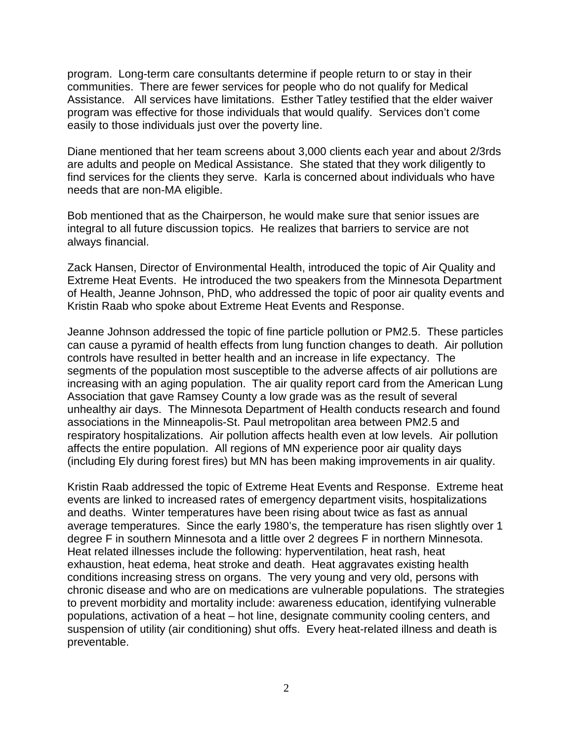program. Long-term care consultants determine if people return to or stay in their communities. There are fewer services for people who do not qualify for Medical Assistance. All services have limitations. Esther Tatley testified that the elder waiver program was effective for those individuals that would qualify. Services don't come easily to those individuals just over the poverty line.

Diane mentioned that her team screens about 3,000 clients each year and about 2/3rds are adults and people on Medical Assistance. She stated that they work diligently to find services for the clients they serve. Karla is concerned about individuals who have needs that are non-MA eligible.

Bob mentioned that as the Chairperson, he would make sure that senior issues are integral to all future discussion topics. He realizes that barriers to service are not always financial.

Zack Hansen, Director of Environmental Health, introduced the topic of Air Quality and Extreme Heat Events. He introduced the two speakers from the Minnesota Department of Health, Jeanne Johnson, PhD, who addressed the topic of poor air quality events and Kristin Raab who spoke about Extreme Heat Events and Response.

Jeanne Johnson addressed the topic of fine particle pollution or PM2.5. These particles can cause a pyramid of health effects from lung function changes to death. Air pollution controls have resulted in better health and an increase in life expectancy. The segments of the population most susceptible to the adverse affects of air pollutions are increasing with an aging population. The air quality report card from the American Lung Association that gave Ramsey County a low grade was as the result of several unhealthy air days. The Minnesota Department of Health conducts research and found associations in the Minneapolis-St. Paul metropolitan area between PM2.5 and respiratory hospitalizations. Air pollution affects health even at low levels. Air pollution affects the entire population. All regions of MN experience poor air quality days (including Ely during forest fires) but MN has been making improvements in air quality.

Kristin Raab addressed the topic of Extreme Heat Events and Response. Extreme heat events are linked to increased rates of emergency department visits, hospitalizations and deaths. Winter temperatures have been rising about twice as fast as annual average temperatures. Since the early 1980's, the temperature has risen slightly over 1 degree F in southern Minnesota and a little over 2 degrees F in northern Minnesota. Heat related illnesses include the following: hyperventilation, heat rash, heat exhaustion, heat edema, heat stroke and death. Heat aggravates existing health conditions increasing stress on organs. The very young and very old, persons with chronic disease and who are on medications are vulnerable populations. The strategies to prevent morbidity and mortality include: awareness education, identifying vulnerable populations, activation of a heat – hot line, designate community cooling centers, and suspension of utility (air conditioning) shut offs. Every heat-related illness and death is preventable.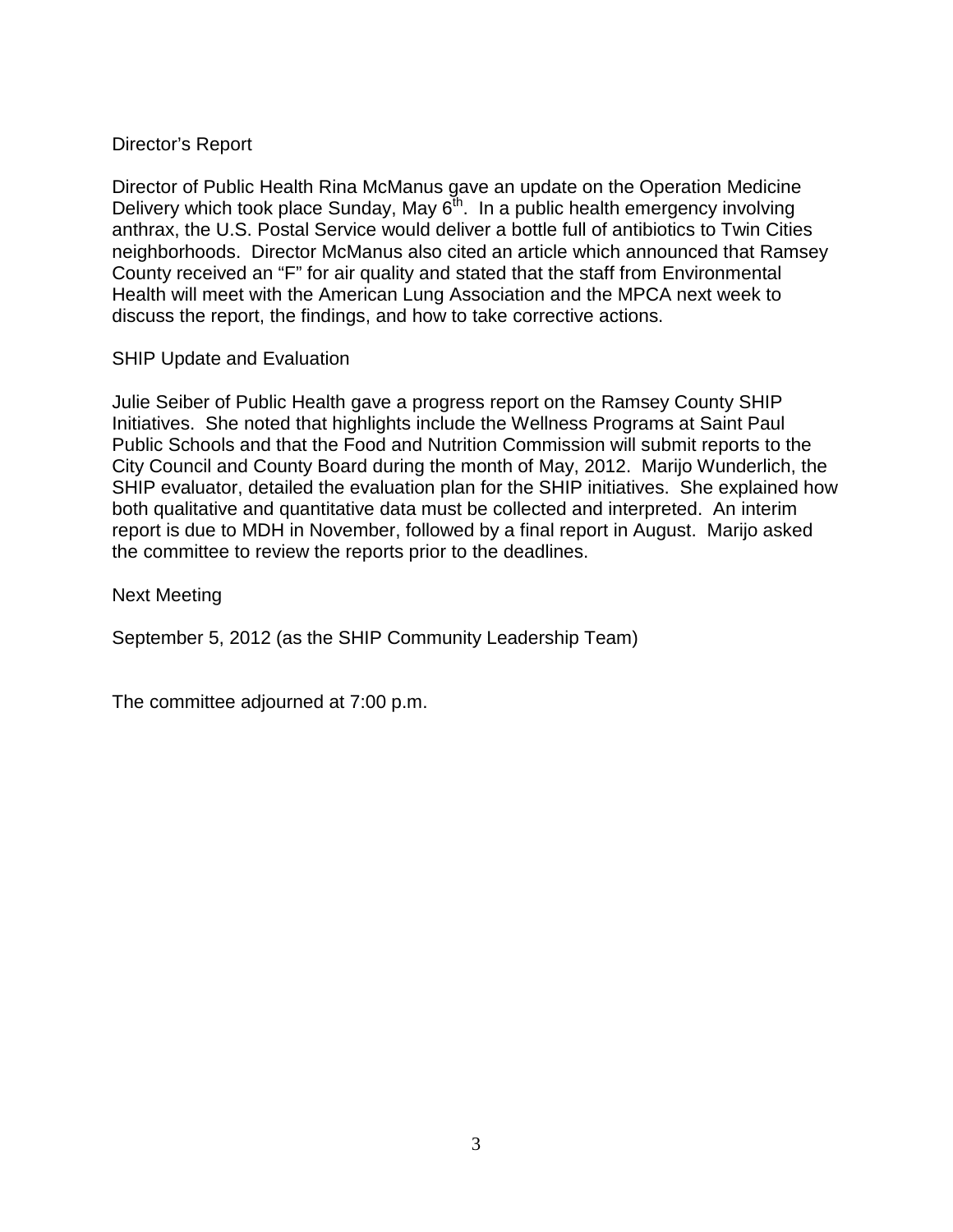## Director's Report

Director of Public Health Rina McManus gave an update on the Operation Medicine Delivery which took place Sunday, May 6th. In a public health emergency involving anthrax, the U.S. Postal Service would deliver a bottle full of antibiotics to Twin Cities neighborhoods. Director McManus also cited an article which announced that Ramsey County received an "F" for air quality and stated that the staff from Environmental Health will meet with the American Lung Association and the MPCA next week to discuss the report, the findings, and how to take corrective actions.

## SHIP Update and Evaluation

Julie Seiber of Public Health gave a progress report on the Ramsey County SHIP Initiatives. She noted that highlights include the Wellness Programs at Saint Paul Public Schools and that the Food and Nutrition Commission will submit reports to the City Council and County Board during the month of May, 2012. Marijo Wunderlich, the SHIP evaluator, detailed the evaluation plan for the SHIP initiatives. She explained how both qualitative and quantitative data must be collected and interpreted. An interim report is due to MDH in November, followed by a final report in August. Marijo asked the committee to review the reports prior to the deadlines.

## Next Meeting

September 5, 2012 (as the SHIP Community Leadership Team)

The committee adjourned at 7:00 p.m.